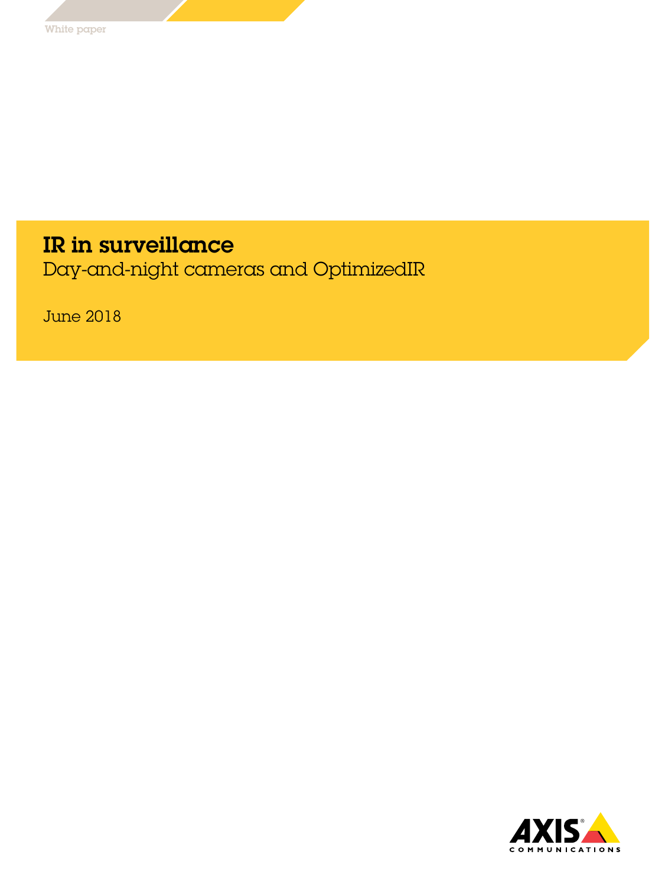White paper

# IR in surveillance

Day-and-night cameras and OptimizedIR

June 2018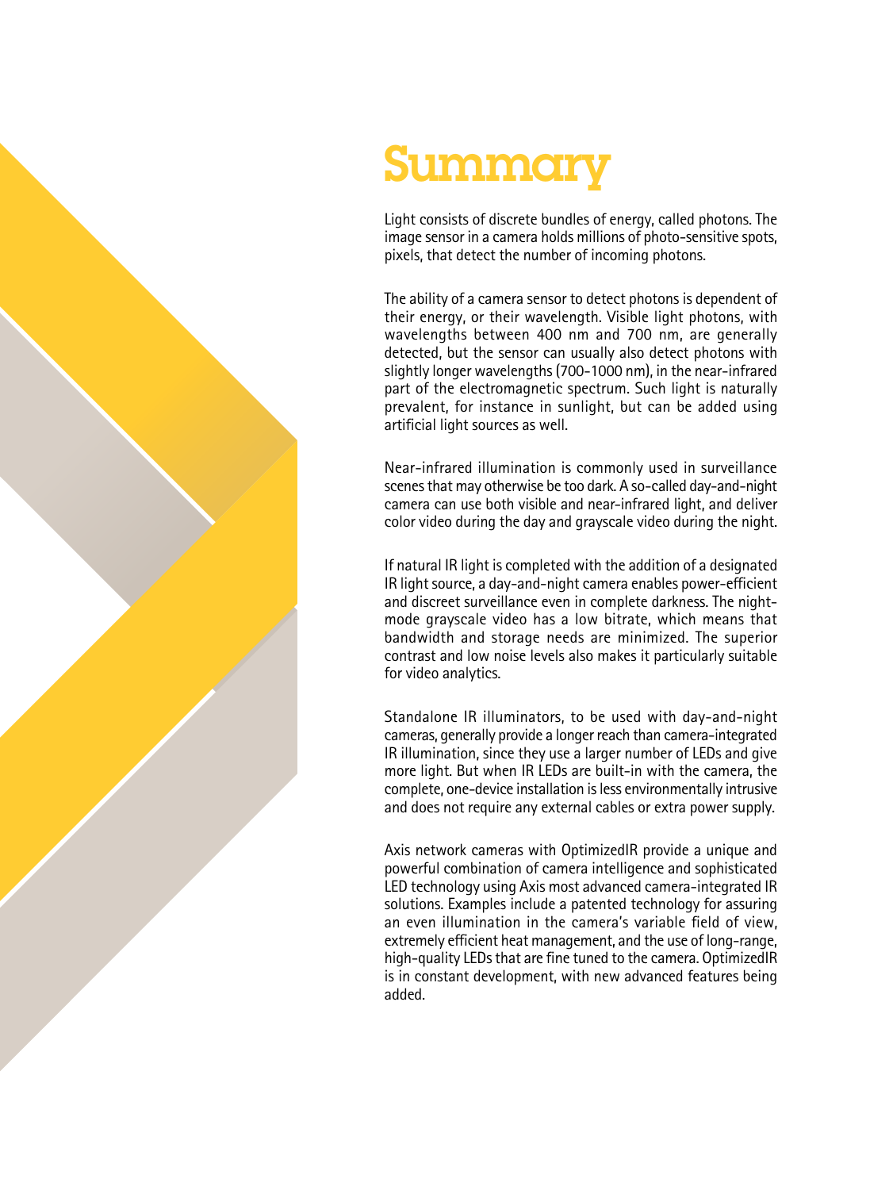# Summary

Light consists of discrete bundles of energy, called photons. The image sensor in a camera holds millions of photo-sensitive spots, pixels, that detect the number of incoming photons.

The ability of a camera sensor to detect photons is dependent of their energy, or their wavelength. Visible light photons, with wavelengths between 400 nm and 700 nm, are generally detected, but the sensor can usually also detect photons with slightly longer wavelengths (700-1000 nm), in the near-infrared part of the electromagnetic spectrum. Such light is naturally prevalent, for instance in sunlight, but can be added using artificial light sources as well.

Near-infrared illumination is commonly used in surveillance scenes that may otherwise be too dark. A so-called day-and-night camera can use both visible and near-infrared light, and deliver color video during the day and grayscale video during the night.

If natural IR light is completed with the addition of a designated IR light source, a day-and-night camera enables power-efficient and discreet surveillance even in complete darkness. The night-mode grayscale video has a low bitrate, which means that bandwidth and storage needs are minimized. The superior contrast and low noise levels also makes it particularly suitable for video analytics.

Standalone IR illuminators, to be used with day-and-night cameras, generally provide a longer reach than camera-integrated IR illumination, since they use a larger number of LEDs and give more light. But when IR LEDs are built-in with the camera, the complete, one-device installation is less environmentally intrusive and does not require any external cables or extra power supply.

Axis network cameras with OptimizedIR provide a unique and powerful combination of camera intelligence and sophisticated LED technology using Axis most advanced camera-integrated IR solutions. Examples include a patented technology for assuring an even illumination in the camera's variable field of view, extremely efficient heat management, and the use of long-range, high-quality LEDs that are fine tuned to the camera. OptimizedIR is in constant development, with new advanced features being added.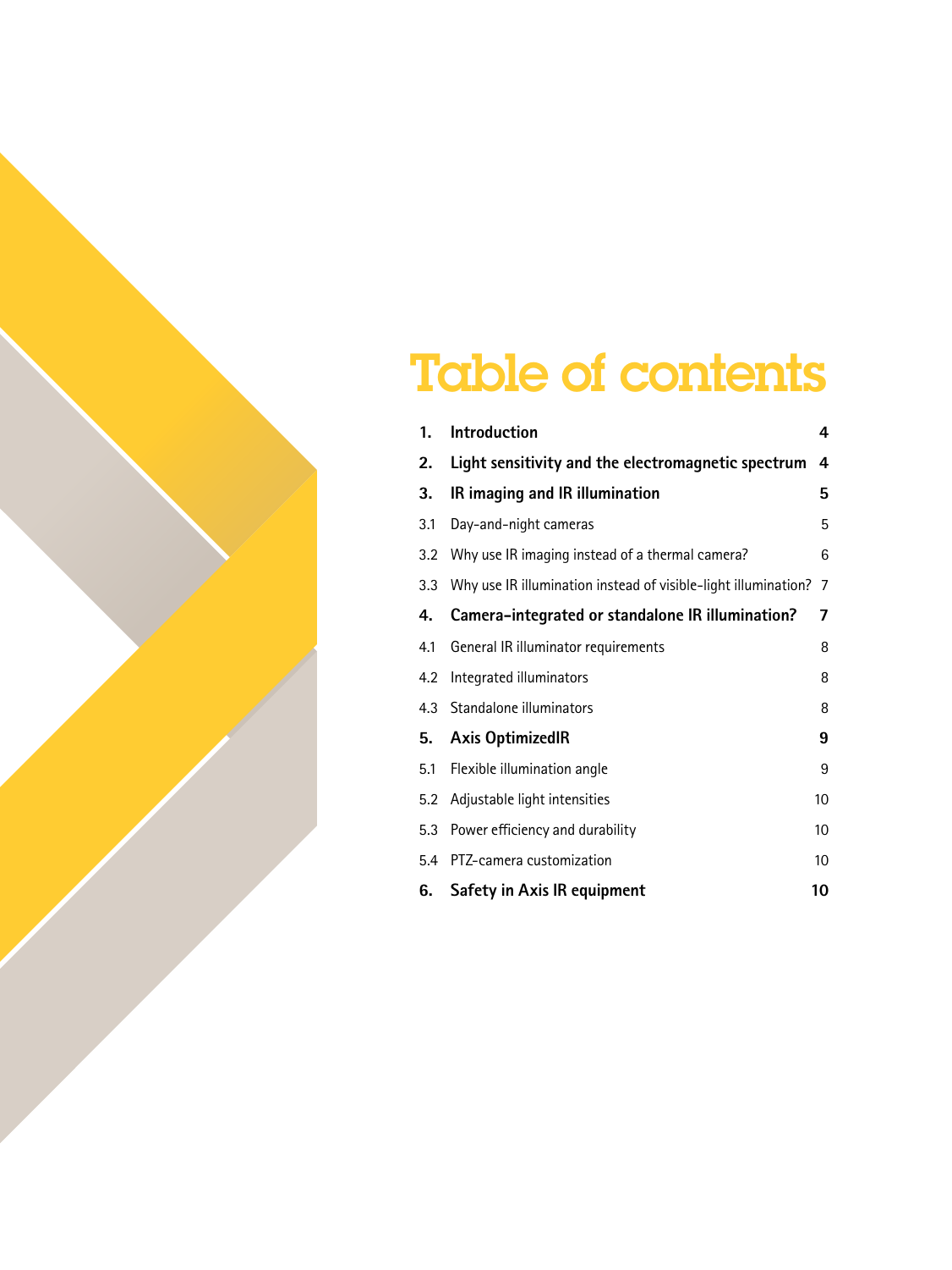# Table of contents

| | | |
|---|---|---|
| **1.** | **Introduction** | **4** |
| **2.** | **Light sensitivity and the electromagnetic spectrum** | **4** |
| **3.** | **IR imaging and IR illumination** | **5** |
| 3.1 | Day-and-night cameras | 5 |
| 3.2 | Why use IR imaging instead of a thermal camera? | 6 |
| 3.3 | Why use IR illumination instead of visible-light illumination? | 7 |
| **4.** | **Camera-integrated or standalone IR illumination?** | **7** |
| 4.1 | General IR illuminator requirements | 8 |
| 4.2 | Integrated illuminators | 8 |
| 4.3 | Standalone illuminators | 8 |
| **5.** | **Axis OptimizedIR** | **9** |
| 5.1 | Flexible illumination angle | 9 |
| 5.2 | Adjustable light intensities | 10 |
| 5.3 | Power efficiency and durability | 10 |
| 5.4 | PTZ-camera customization | 10 |
| **6.** | **Safety in Axis IR equipment** | **10** |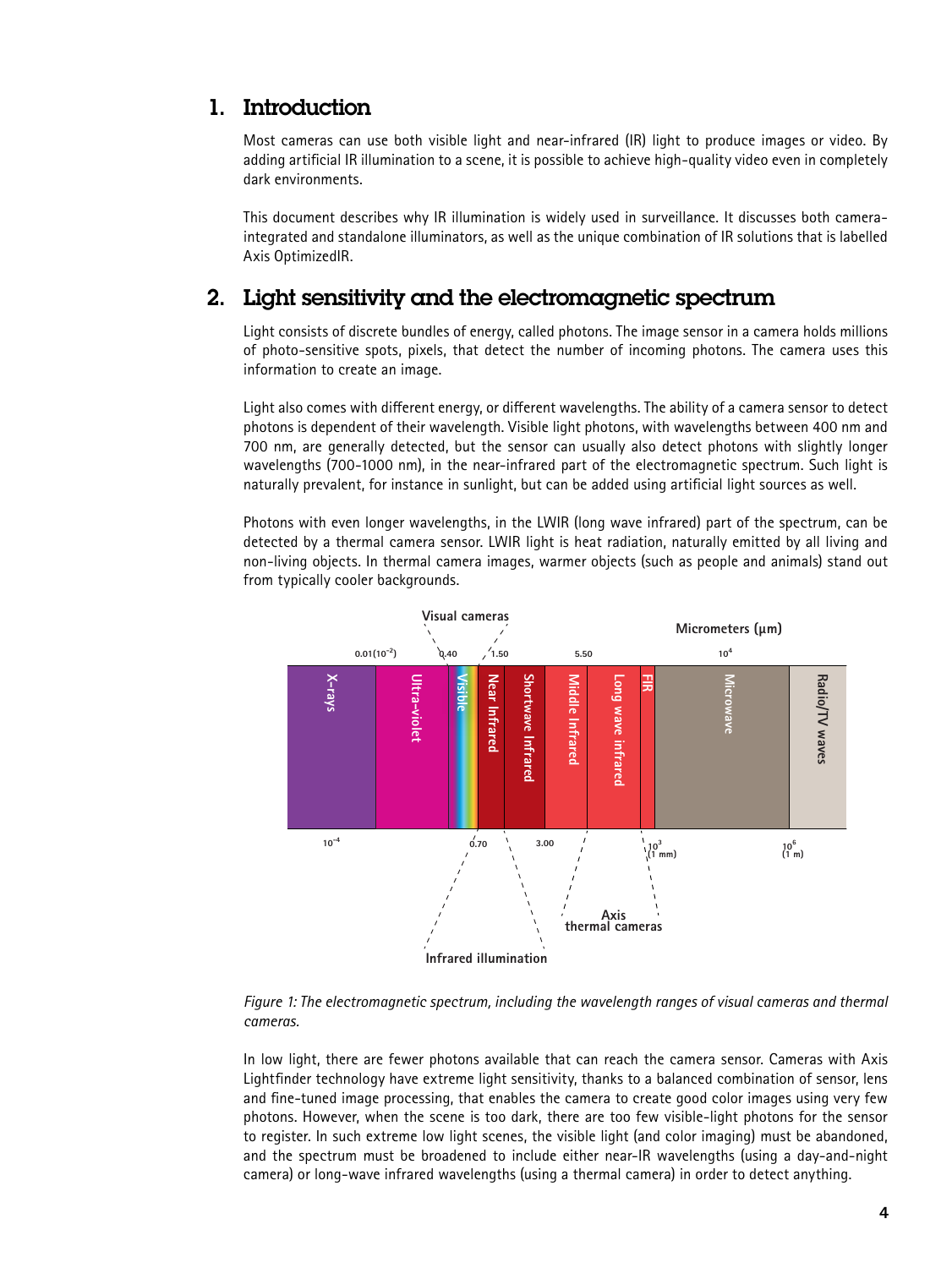## 1. Introduction

Most cameras can use both visible light and near-infrared (IR) light to produce images or video. By adding artificial IR illumination to a scene, it is possible to achieve high-quality video even in completely dark environments.

This document describes why IR illumination is widely used in surveillance. It discusses both camera-integrated and standalone illuminators, as well as the unique combination of IR solutions that is labelled Axis OptimizedIR.

## 2. Light sensitivity and the electromagnetic spectrum

Light consists of discrete bundles of energy, called photons. The image sensor in a camera holds millions of photo-sensitive spots, pixels, that detect the number of incoming photons. The camera uses this information to create an image.

Light also comes with different energy, or different wavelengths. The ability of a camera sensor to detect photons is dependent of their wavelength. Visible light photons, with wavelengths between 400 nm and 700 nm, are generally detected, but the sensor can usually also detect photons with slightly longer wavelengths (700-1000 nm), in the near-infrared part of the electromagnetic spectrum. Such light is naturally prevalent, for instance in sunlight, but can be added using artificial light sources as well.

Photons with even longer wavelengths, in the LWIR (long wave infrared) part of the spectrum, can be detected by a thermal camera sensor. LWIR light is heat radiation, naturally emitted by all living and non-living objects. In thermal camera images, warmer objects (such as people and animals) stand out from typically cooler backgrounds.

*Figure 1: The electromagnetic spectrum, including the wavelength ranges of visual cameras and thermal cameras.*

In low light, there are fewer photons available that can reach the camera sensor. Cameras with Axis Lightfinder technology have extreme light sensitivity, thanks to a balanced combination of sensor, lens and fine-tuned image processing, that enables the camera to create good color images using very few photons. However, when the scene is too dark, there are too few visible-light photons for the sensor to register. In such extreme low light scenes, the visible light (and color imaging) must be abandoned, and the spectrum must be broadened to include either near-IR wavelengths (using a day-and-night camera) or long-wave infrared wavelengths (using a thermal camera) in order to detect anything.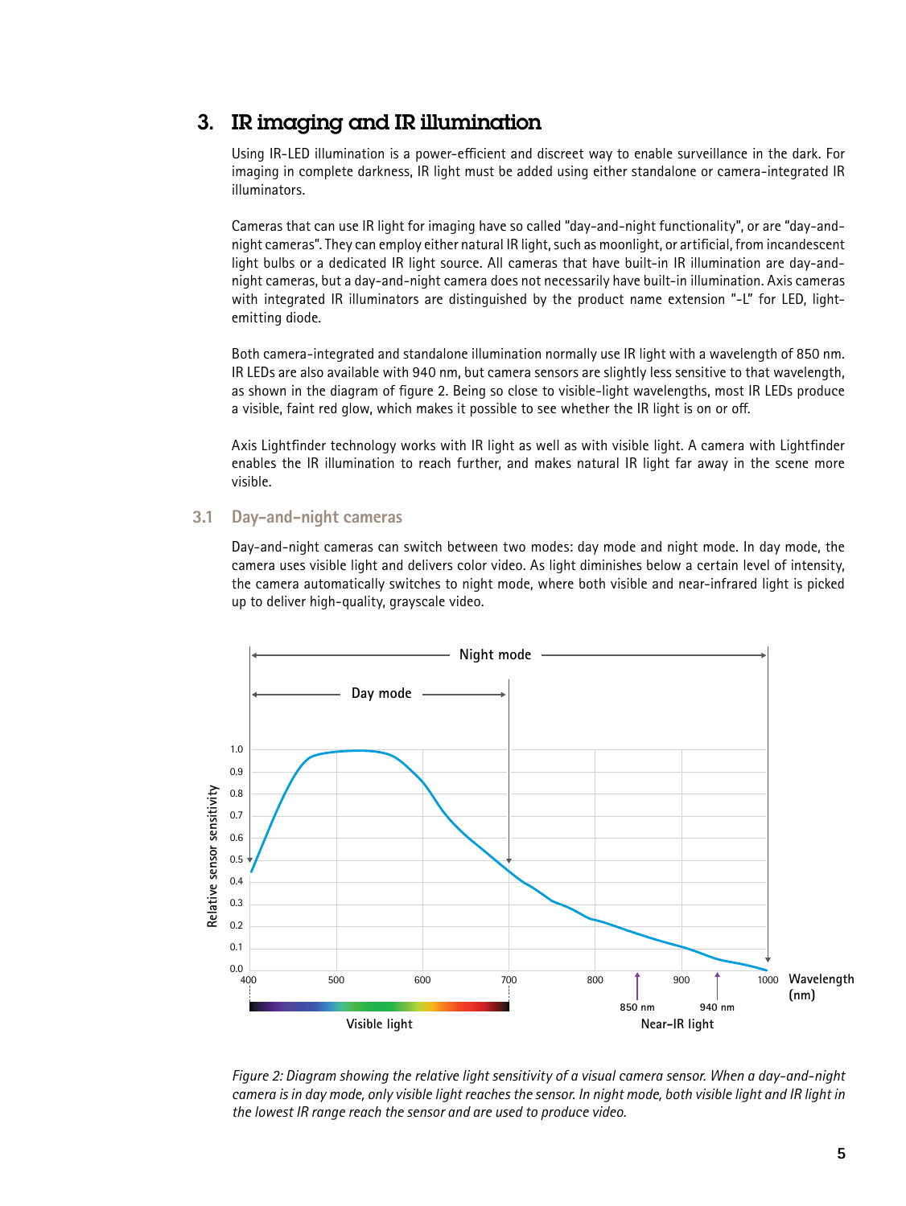## 3. IR imaging and IR illumination

Using IR-LED illumination is a power-efficient and discreet way to enable surveillance in the dark. For imaging in complete darkness, IR light must be added using either standalone or camera-integrated IR illuminators.

Cameras that can use IR light for imaging have so called "day-and-night functionality", or are "day-and-night cameras". They can employ either natural IR light, such as moonlight, or artificial, from incandescent light bulbs or a dedicated IR light source. All cameras that have built-in IR illumination are day-and-night cameras, but a day-and-night camera does not necessarily have built-in illumination. Axis cameras with integrated IR illuminators are distinguished by the product name extension "-L" for LED, light-emitting diode.

Both camera-integrated and standalone illumination normally use IR light with a wavelength of 850 nm. IR LEDs are also available with 940 nm, but camera sensors are slightly less sensitive to that wavelength, as shown in the diagram of figure 2. Being so close to visible-light wavelengths, most IR LEDs produce a visible, faint red glow, which makes it possible to see whether the IR light is on or off.

Axis Lightfinder technology works with IR light as well as with visible light. A camera with Lightfinder enables the IR illumination to reach further, and makes natural IR light far away in the scene more visible.

### 3.1 Day-and-night cameras

Day-and-night cameras can switch between two modes: day mode and night mode. In day mode, the camera uses visible light and delivers color video. As light diminishes below a certain level of intensity, the camera automatically switches to night mode, where both visible and near-infrared light is picked up to deliver high-quality, grayscale video.

*Figure 2: Diagram showing the relative light sensitivity of a visual camera sensor. When a day-and-night camera is in day mode, only visible light reaches the sensor. In night mode, both visible light and IR light in the lowest IR range reach the sensor and are used to produce video.*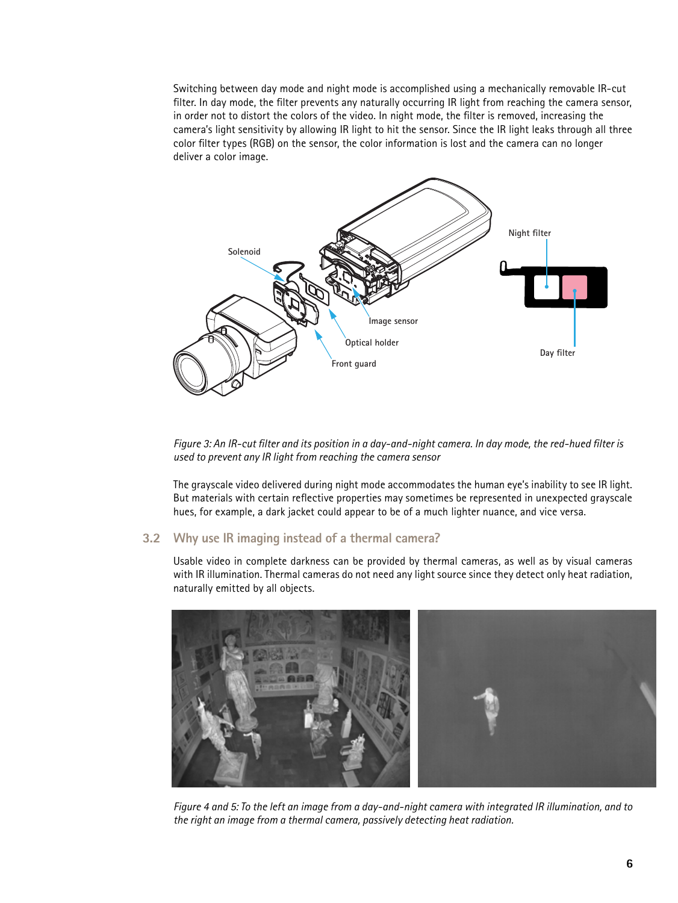Switching between day mode and night mode is accomplished using a mechanically removable IR-cut filter. In day mode, the filter prevents any naturally occurring IR light from reaching the camera sensor, in order not to distort the colors of the video. In night mode, the filter is removed, increasing the camera's light sensitivity by allowing IR light to hit the sensor. Since the IR light leaks through all three color filter types (RGB) on the sensor, the color information is lost and the camera can no longer deliver a color image.

*Figure 3: An IR-cut filter and its position in a day-and-night camera. In day mode, the red-hued filter is used to prevent any IR light from reaching the camera sensor*

The grayscale video delivered during night mode accommodates the human eye's inability to see IR light. But materials with certain reflective properties may sometimes be represented in unexpected grayscale hues, for example, a dark jacket could appear to be of a much lighter nuance, and vice versa.

## 3.2 Why use IR imaging instead of a thermal camera?

Usable video in complete darkness can be provided by thermal cameras, as well as by visual cameras with IR illumination. Thermal cameras do not need any light source since they detect only heat radiation, naturally emitted by all objects.

*Figure 4 and 5: To the left an image from a day-and-night camera with integrated IR illumination, and to the right an image from a thermal camera, passively detecting heat radiation.*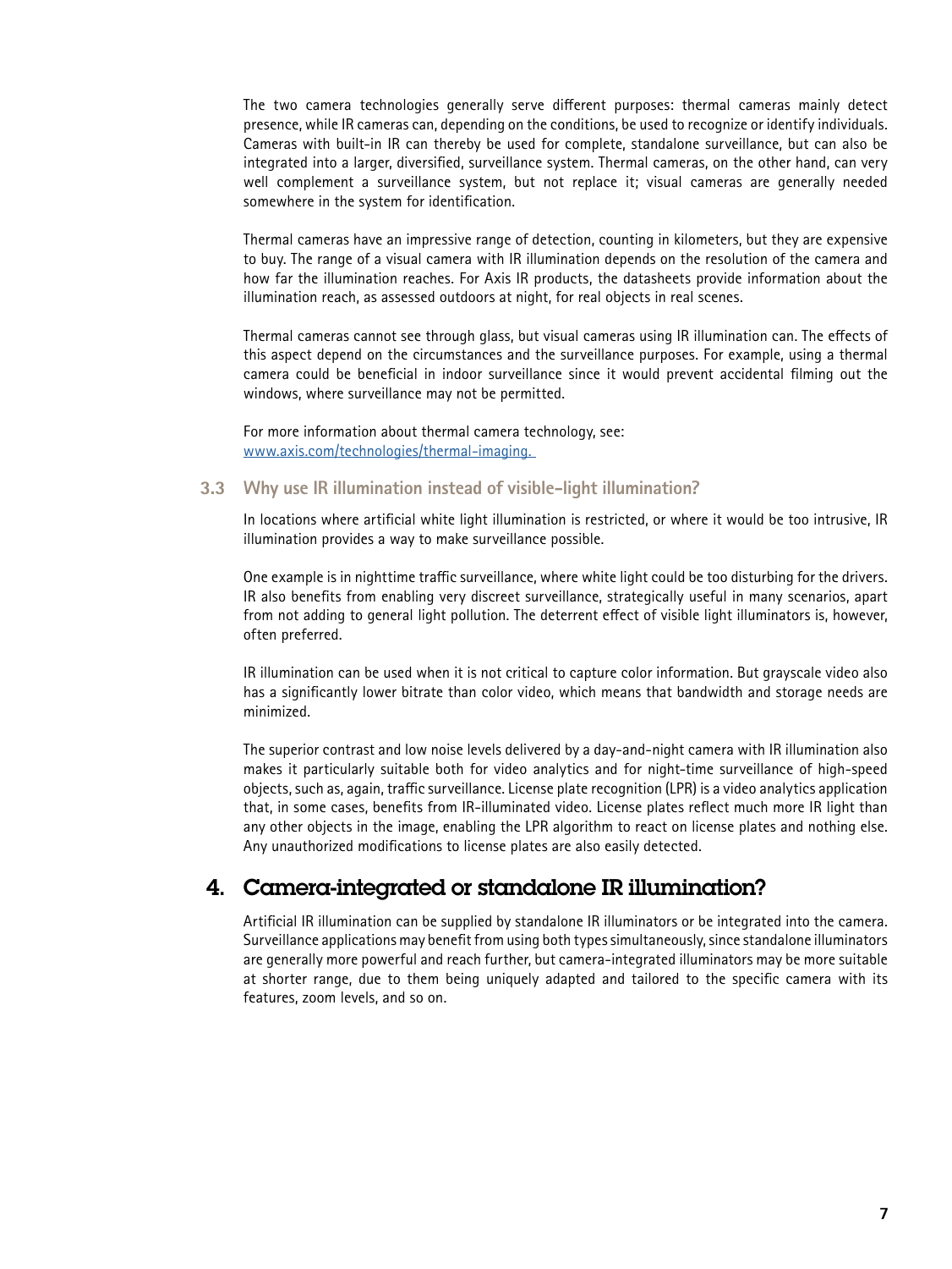The two camera technologies generally serve different purposes: thermal cameras mainly detect presence, while IR cameras can, depending on the conditions, be used to recognize or identify individuals. Cameras with built-in IR can thereby be used for complete, standalone surveillance, but can also be integrated into a larger, diversified, surveillance system. Thermal cameras, on the other hand, can very well complement a surveillance system, but not replace it; visual cameras are generally needed somewhere in the system for identification.

Thermal cameras have an impressive range of detection, counting in kilometers, but they are expensive to buy. The range of a visual camera with IR illumination depends on the resolution of the camera and how far the illumination reaches. For Axis IR products, the datasheets provide information about the illumination reach, as assessed outdoors at night, for real objects in real scenes.

Thermal cameras cannot see through glass, but visual cameras using IR illumination can. The effects of this aspect depend on the circumstances and the surveillance purposes. For example, using a thermal camera could be beneficial in indoor surveillance since it would prevent accidental filming out the windows, where surveillance may not be permitted.

For more information about thermal camera technology, see:
www.axis.com/technologies/thermal-imaging.

### 3.3 Why use IR illumination instead of visible-light illumination?

In locations where artificial white light illumination is restricted, or where it would be too intrusive, IR illumination provides a way to make surveillance possible.

One example is in nighttime traffic surveillance, where white light could be too disturbing for the drivers. IR also benefits from enabling very discreet surveillance, strategically useful in many scenarios, apart from not adding to general light pollution. The deterrent effect of visible light illuminators is, however, often preferred.

IR illumination can be used when it is not critical to capture color information. But grayscale video also has a significantly lower bitrate than color video, which means that bandwidth and storage needs are minimized.

The superior contrast and low noise levels delivered by a day-and-night camera with IR illumination also makes it particularly suitable both for video analytics and for night-time surveillance of high-speed objects, such as, again, traffic surveillance. License plate recognition (LPR) is a video analytics application that, in some cases, benefits from IR-illuminated video. License plates reflect much more IR light than any other objects in the image, enabling the LPR algorithm to react on license plates and nothing else. Any unauthorized modifications to license plates are also easily detected.

## 4. Camera-integrated or standalone IR illumination?

Artificial IR illumination can be supplied by standalone IR illuminators or be integrated into the camera. Surveillance applications may benefit from using both types simultaneously, since standalone illuminators are generally more powerful and reach further, but camera-integrated illuminators may be more suitable at shorter range, due to them being uniquely adapted and tailored to the specific camera with its features, zoom levels, and so on.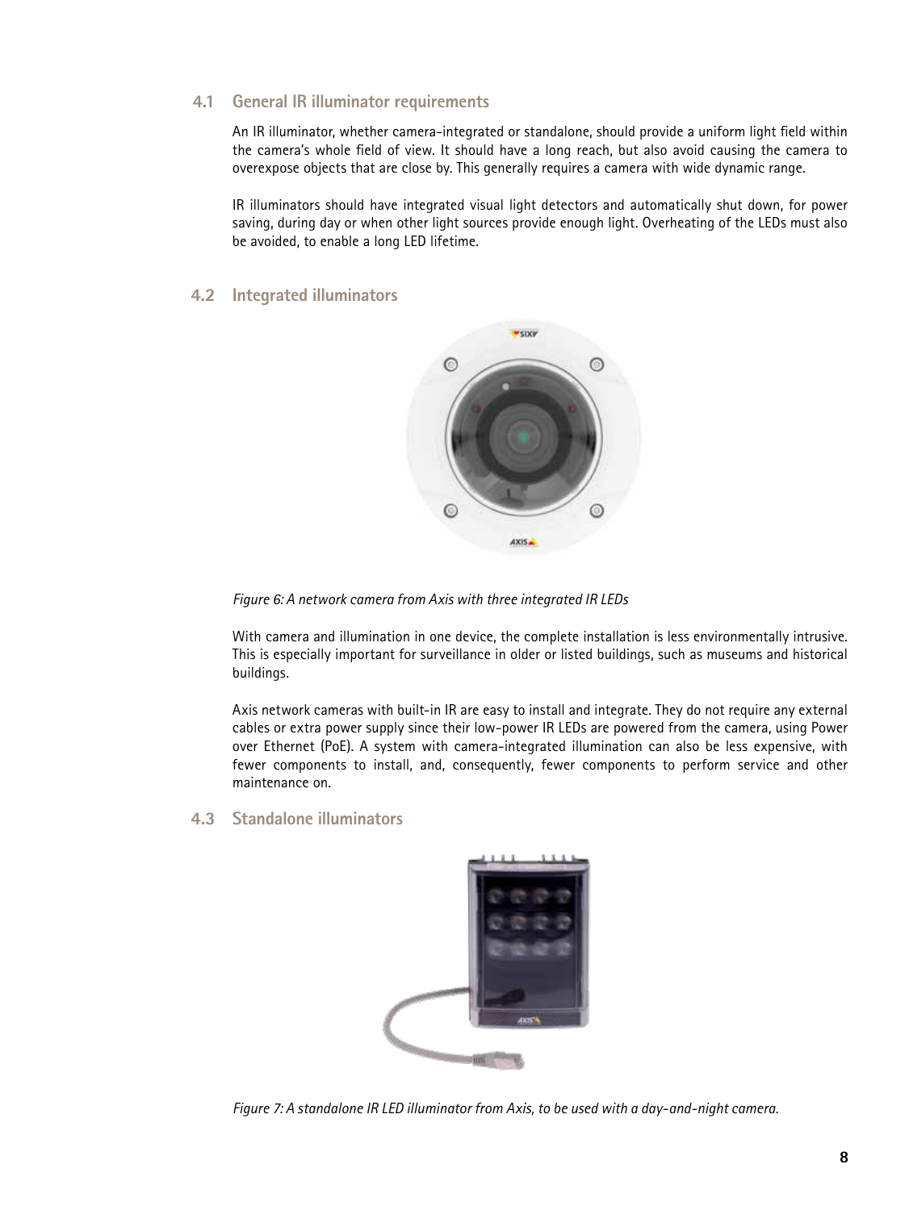## 4.1 General IR illuminator requirements

An IR illuminator, whether camera-integrated or standalone, should provide a uniform light field within the camera's whole field of view. It should have a long reach, but also avoid causing the camera to overexpose objects that are close by. This generally requires a camera with wide dynamic range.

IR illuminators should have integrated visual light detectors and automatically shut down, for power saving, during day or when other light sources provide enough light. Overheating of the LEDs must also be avoided, to enable a long LED lifetime.

## 4.2 Integrated illuminators

*Figure 6: A network camera from Axis with three integrated IR LEDs*

With camera and illumination in one device, the complete installation is less environmentally intrusive. This is especially important for surveillance in older or listed buildings, such as museums and historical buildings.

Axis network cameras with built-in IR are easy to install and integrate. They do not require any external cables or extra power supply since their low-power IR LEDs are powered from the camera, using Power over Ethernet (PoE). A system with camera-integrated illumination can also be less expensive, with fewer components to install, and, consequently, fewer components to perform service and other maintenance on.

## 4.3 Standalone illuminators

*Figure 7: A standalone IR LED illuminator from Axis, to be used with a day-and-night camera.*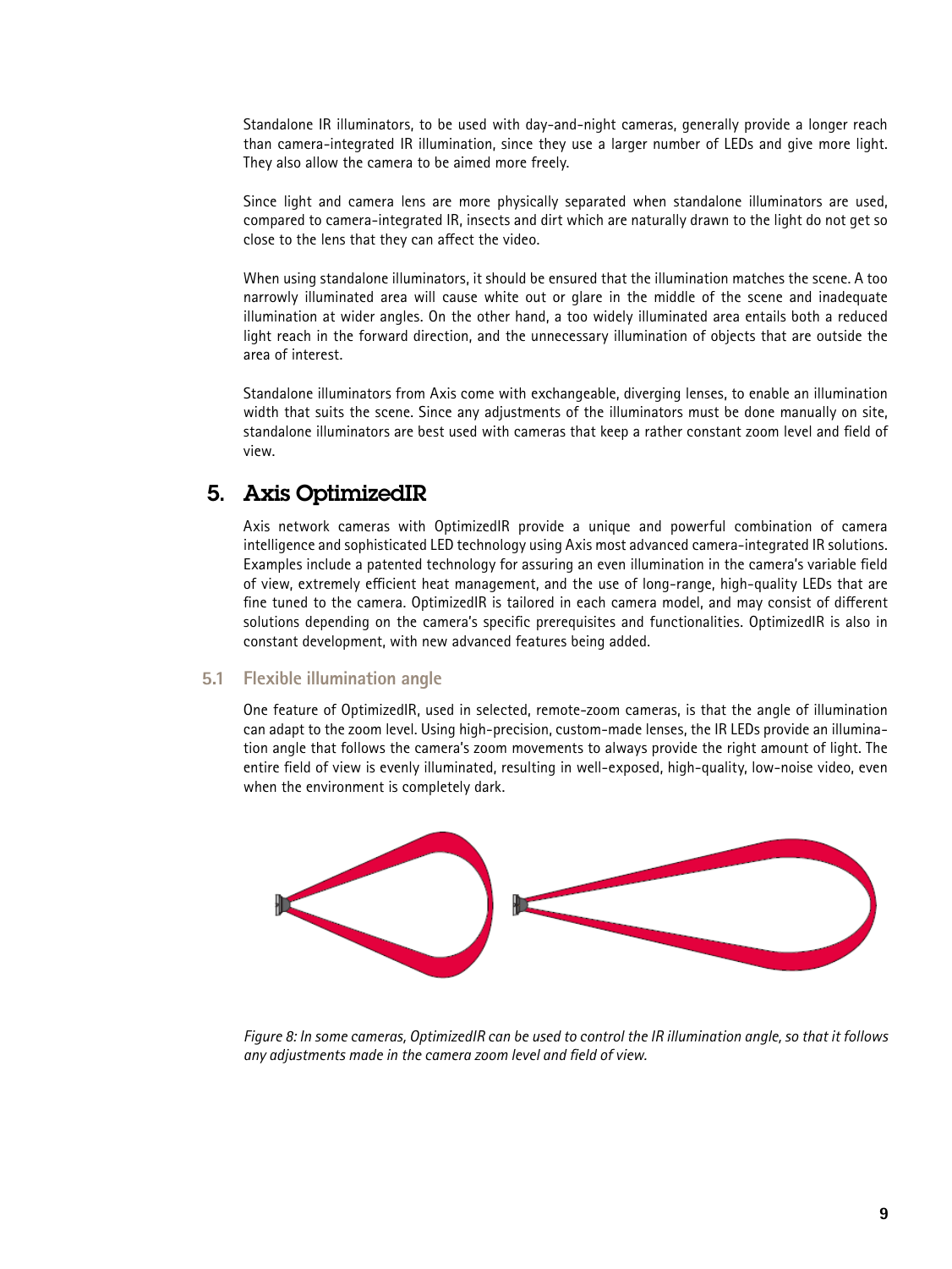Standalone IR illuminators, to be used with day-and-night cameras, generally provide a longer reach than camera-integrated IR illumination, since they use a larger number of LEDs and give more light. They also allow the camera to be aimed more freely.

Since light and camera lens are more physically separated when standalone illuminators are used, compared to camera-integrated IR, insects and dirt which are naturally drawn to the light do not get so close to the lens that they can affect the video.

When using standalone illuminators, it should be ensured that the illumination matches the scene. A too narrowly illuminated area will cause white out or glare in the middle of the scene and inadequate illumination at wider angles. On the other hand, a too widely illuminated area entails both a reduced light reach in the forward direction, and the unnecessary illumination of objects that are outside the area of interest.

Standalone illuminators from Axis come with exchangeable, diverging lenses, to enable an illumination width that suits the scene. Since any adjustments of the illuminators must be done manually on site, standalone illuminators are best used with cameras that keep a rather constant zoom level and field of view.

# 5. Axis OptimizedIR

Axis network cameras with OptimizedIR provide a unique and powerful combination of camera intelligence and sophisticated LED technology using Axis most advanced camera-integrated IR solutions. Examples include a patented technology for assuring an even illumination in the camera's variable field of view, extremely efficient heat management, and the use of long-range, high-quality LEDs that are fine tuned to the camera. OptimizedIR is tailored in each camera model, and may consist of different solutions depending on the camera's specific prerequisites and functionalities. OptimizedIR is also in constant development, with new advanced features being added.

## 5.1 Flexible illumination angle

One feature of OptimizedIR, used in selected, remote-zoom cameras, is that the angle of illumination can adapt to the zoom level. Using high-precision, custom-made lenses, the IR LEDs provide an illumination angle that follows the camera's zoom movements to always provide the right amount of light. The entire field of view is evenly illuminated, resulting in well-exposed, high-quality, low-noise video, even when the environment is completely dark.

*Figure 8: In some cameras, OptimizedIR can be used to control the IR illumination angle, so that it follows any adjustments made in the camera zoom level and field of view.*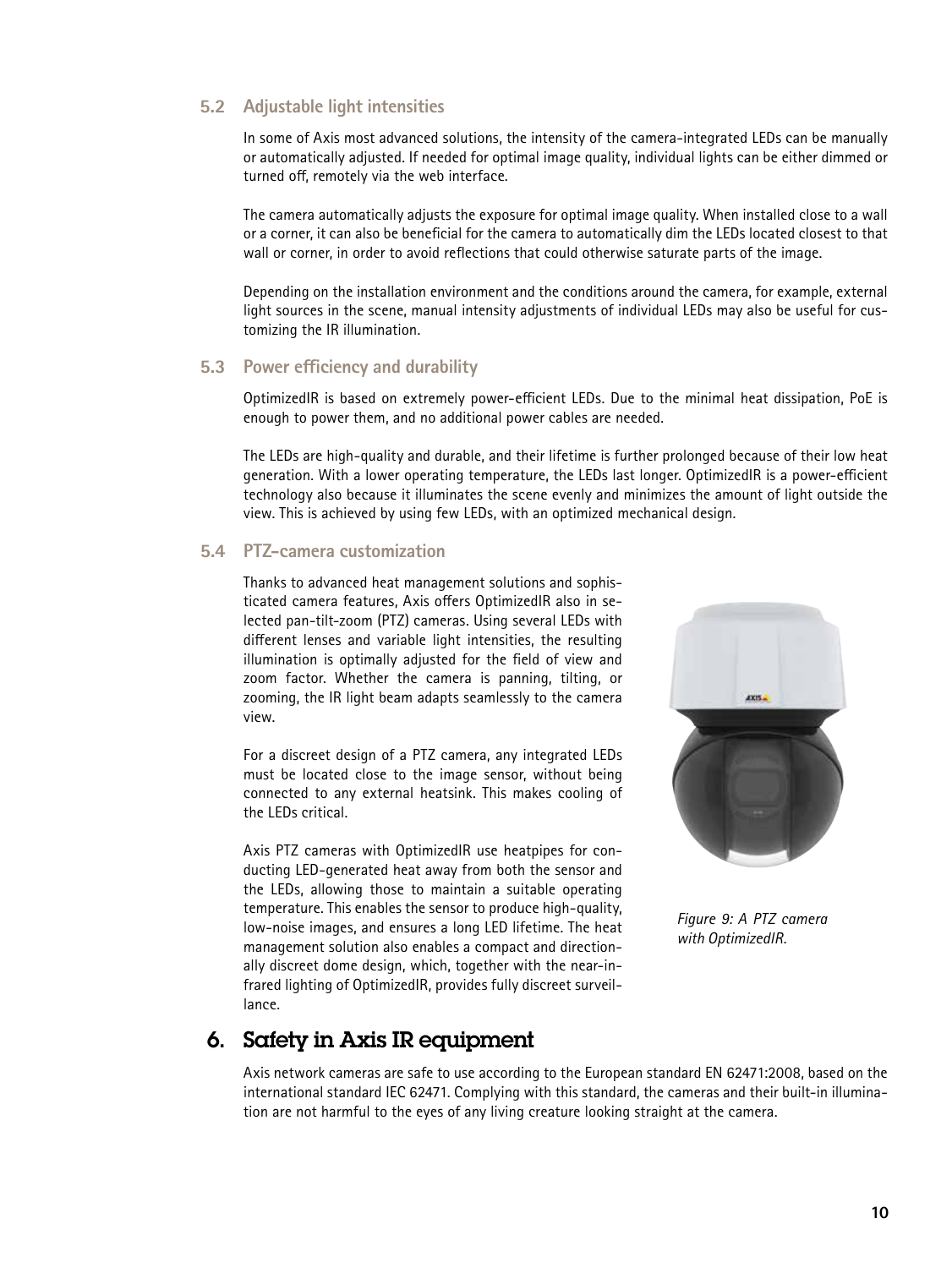### 5.2 Adjustable light intensities

In some of Axis most advanced solutions, the intensity of the camera-integrated LEDs can be manually or automatically adjusted. If needed for optimal image quality, individual lights can be either dimmed or turned off, remotely via the web interface.

The camera automatically adjusts the exposure for optimal image quality. When installed close to a wall or a corner, it can also be beneficial for the camera to automatically dim the LEDs located closest to that wall or corner, in order to avoid reflections that could otherwise saturate parts of the image.

Depending on the installation environment and the conditions around the camera, for example, external light sources in the scene, manual intensity adjustments of individual LEDs may also be useful for customizing the IR illumination.

### 5.3 Power efficiency and durability

OptimizedIR is based on extremely power-efficient LEDs. Due to the minimal heat dissipation, PoE is enough to power them, and no additional power cables are needed.

The LEDs are high-quality and durable, and their lifetime is further prolonged because of their low heat generation. With a lower operating temperature, the LEDs last longer. OptimizedIR is a power-efficient technology also because it illuminates the scene evenly and minimizes the amount of light outside the view. This is achieved by using few LEDs, with an optimized mechanical design.

### 5.4 PTZ-camera customization

Thanks to advanced heat management solutions and sophisticated camera features, Axis offers OptimizedIR also in selected pan-tilt-zoom (PTZ) cameras. Using several LEDs with different lenses and variable light intensities, the resulting illumination is optimally adjusted for the field of view and zoom factor. Whether the camera is panning, tilting, or zooming, the IR light beam adapts seamlessly to the camera view.

For a discreet design of a PTZ camera, any integrated LEDs must be located close to the image sensor, without being connected to any external heatsink. This makes cooling of the LEDs critical.

Axis PTZ cameras with OptimizedIR use heatpipes for conducting LED-generated heat away from both the sensor and the LEDs, allowing those to maintain a suitable operating temperature. This enables the sensor to produce high-quality, low-noise images, and ensures a long LED lifetime. The heat management solution also enables a compact and directionally discreet dome design, which, together with the near-infrared lighting of OptimizedIR, provides fully discreet surveillance.

*Figure 9: A PTZ camera with OptimizedIR.*

## 6. Safety in Axis IR equipment

Axis network cameras are safe to use according to the European standard EN 62471:2008, based on the international standard IEC 62471. Complying with this standard, the cameras and their built-in illumination are not harmful to the eyes of any living creature looking straight at the camera.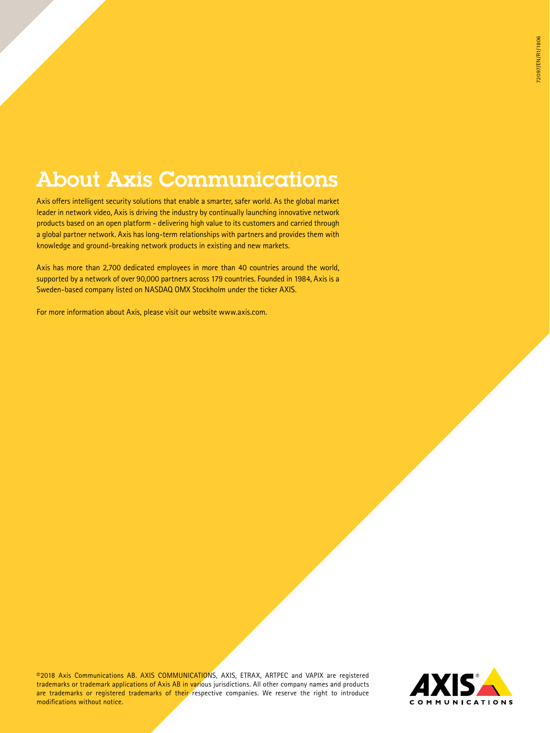# About Axis Communications

Axis offers intelligent security solutions that enable a smarter, safer world. As the global market leader in network video, Axis is driving the industry by continually launching innovative network products based on an open platform - delivering high value to its customers and carried through a global partner network. Axis has long-term relationships with partners and provides them with knowledge and ground-breaking network products in existing and new markets.

Axis has more than 2,700 dedicated employees in more than 40 countries around the world, supported by a network of over 90,000 partners across 179 countries. Founded in 1984, Axis is a Sweden-based company listed on NASDAQ OMX Stockholm under the ticker AXIS.

For more information about Axis, please visit our website www.axis.com.

©2018 Axis Communications AB. AXIS COMMUNICATIONS, AXIS, ETRAX, ARTPEC and VAPIX are registered trademarks or trademark applications of Axis AB in various jurisdictions. All other company names and products are trademarks or registered trademarks of their respective companies. We reserve the right to introduce modifications without notice.

72097/EN/R1/1806